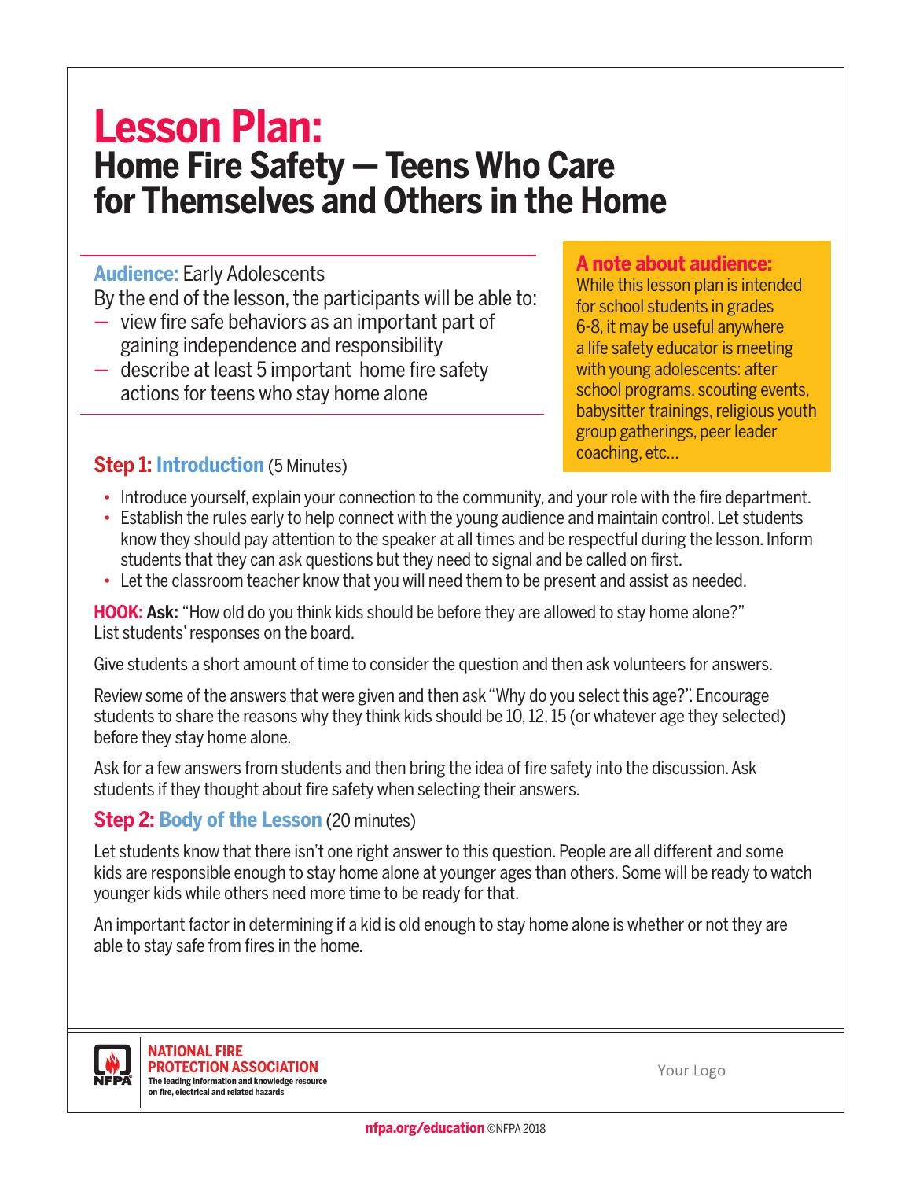# Lesson Plan:
## Home Fire Safety — Teens Who Care for Themselves and Others in the Home

**Audience:** Early Adolescents

By the end of the lesson, the participants will be able to:

- view fire safe behaviors as an important part of gaining independence and responsibility
- describe at least 5 important home fire safety actions for teens who stay home alone

> **A note about audience:**
> While this lesson plan is intended for school students in grades 6-8, it may be useful anywhere a life safety educator is meeting with young adolescents: after school programs, scouting events, babysitter trainings, religious youth group gatherings, peer leader coaching, etc…

### Step 1: Introduction (5 Minutes)

- Introduce yourself, explain your connection to the community, and your role with the fire department.
- Establish the rules early to help connect with the young audience and maintain control. Let students know they should pay attention to the speaker at all times and be respectful during the lesson. Inform students that they can ask questions but they need to signal and be called on first.
- Let the classroom teacher know that you will need them to be present and assist as needed.

**HOOK: Ask:** "How old do you think kids should be before they are allowed to stay home alone?" List students' responses on the board.

Give students a short amount of time to consider the question and then ask volunteers for answers.

Review some of the answers that were given and then ask "Why do you select this age?". Encourage students to share the reasons why they think kids should be 10, 12, 15 (or whatever age they selected) before they stay home alone.

Ask for a few answers from students and then bring the idea of fire safety into the discussion. Ask students if they thought about fire safety when selecting their answers.

### Step 2: Body of the Lesson (20 minutes)

Let students know that there isn't one right answer to this question. People are all different and some kids are responsible enough to stay home alone at younger ages than others. Some will be ready to watch younger kids while others need more time to be ready for that.

An important factor in determining if a kid is old enough to stay home alone is whether or not they are able to stay safe from fires in the home.

NATIONAL FIRE PROTECTION ASSOCIATION
The leading information and knowledge resource on fire, electrical and related hazards

Your Logo

nfpa.org/education ©NFPA 2018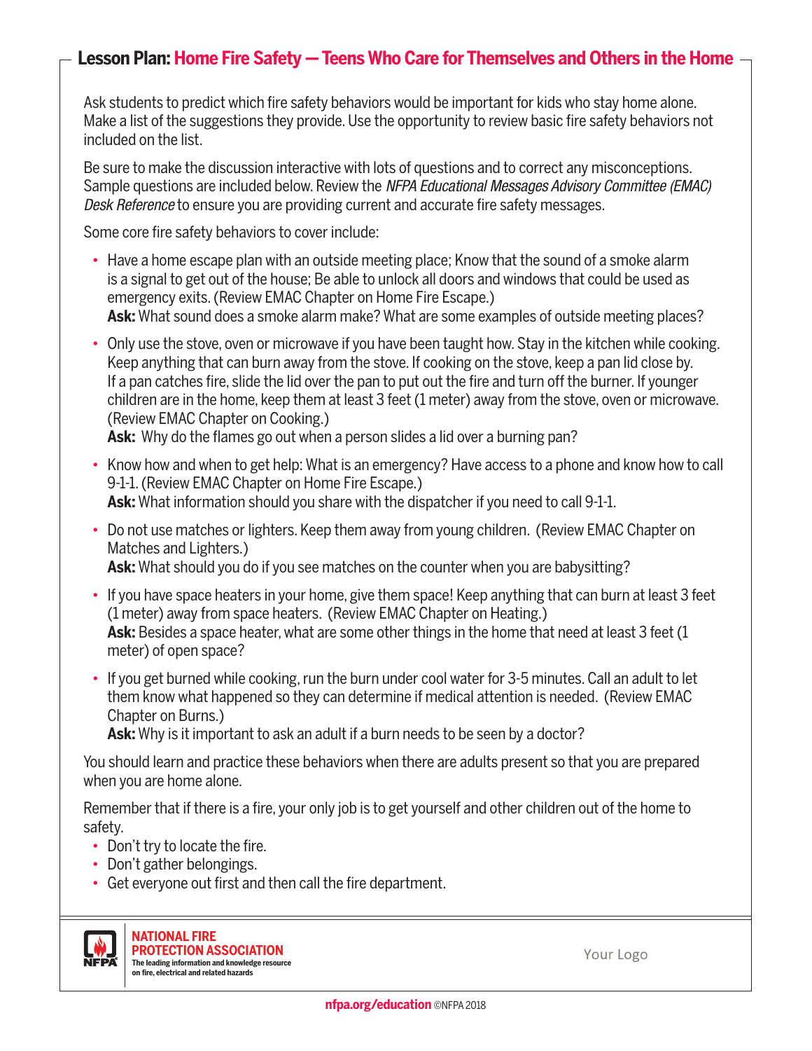## Lesson Plan: Home Fire Safety — Teens Who Care for Themselves and Others in the Home

Ask students to predict which fire safety behaviors would be important for kids who stay home alone. Make a list of the suggestions they provide. Use the opportunity to review basic fire safety behaviors not included on the list.

Be sure to make the discussion interactive with lots of questions and to correct any misconceptions. Sample questions are included below. Review the *NFPA Educational Messages Advisory Committee (EMAC) Desk Reference* to ensure you are providing current and accurate fire safety messages.

Some core fire safety behaviors to cover include:

- Have a home escape plan with an outside meeting place; Know that the sound of a smoke alarm is a signal to get out of the house; Be able to unlock all doors and windows that could be used as emergency exits. (Review EMAC Chapter on Home Fire Escape.)
  **Ask:** What sound does a smoke alarm make? What are some examples of outside meeting places?
- Only use the stove, oven or microwave if you have been taught how. Stay in the kitchen while cooking. Keep anything that can burn away from the stove. If cooking on the stove, keep a pan lid close by. If a pan catches fire, slide the lid over the pan to put out the fire and turn off the burner. If younger children are in the home, keep them at least 3 feet (1 meter) away from the stove, oven or microwave. (Review EMAC Chapter on Cooking.)
  **Ask:** Why do the flames go out when a person slides a lid over a burning pan?
- Know how and when to get help: What is an emergency? Have access to a phone and know how to call 9-1-1. (Review EMAC Chapter on Home Fire Escape.)
  **Ask:** What information should you share with the dispatcher if you need to call 9-1-1.
- Do not use matches or lighters. Keep them away from young children. (Review EMAC Chapter on Matches and Lighters.)
  **Ask:** What should you do if you see matches on the counter when you are babysitting?
- If you have space heaters in your home, give them space! Keep anything that can burn at least 3 feet (1 meter) away from space heaters. (Review EMAC Chapter on Heating.)
  **Ask:** Besides a space heater, what are some other things in the home that need at least 3 feet (1 meter) of open space?
- If you get burned while cooking, run the burn under cool water for 3-5 minutes. Call an adult to let them know what happened so they can determine if medical attention is needed. (Review EMAC Chapter on Burns.)
  **Ask:** Why is it important to ask an adult if a burn needs to be seen by a doctor?

You should learn and practice these behaviors when there are adults present so that you are prepared when you are home alone.

Remember that if there is a fire, your only job is to get yourself and other children out of the home to safety.

- Don't try to locate the fire.
- Don't gather belongings.
- Get everyone out first and then call the fire department.

**NATIONAL FIRE PROTECTION ASSOCIATION**
The leading information and knowledge resource on fire, electrical and related hazards

Your Logo

**nfpa.org/education** ©NFPA 2018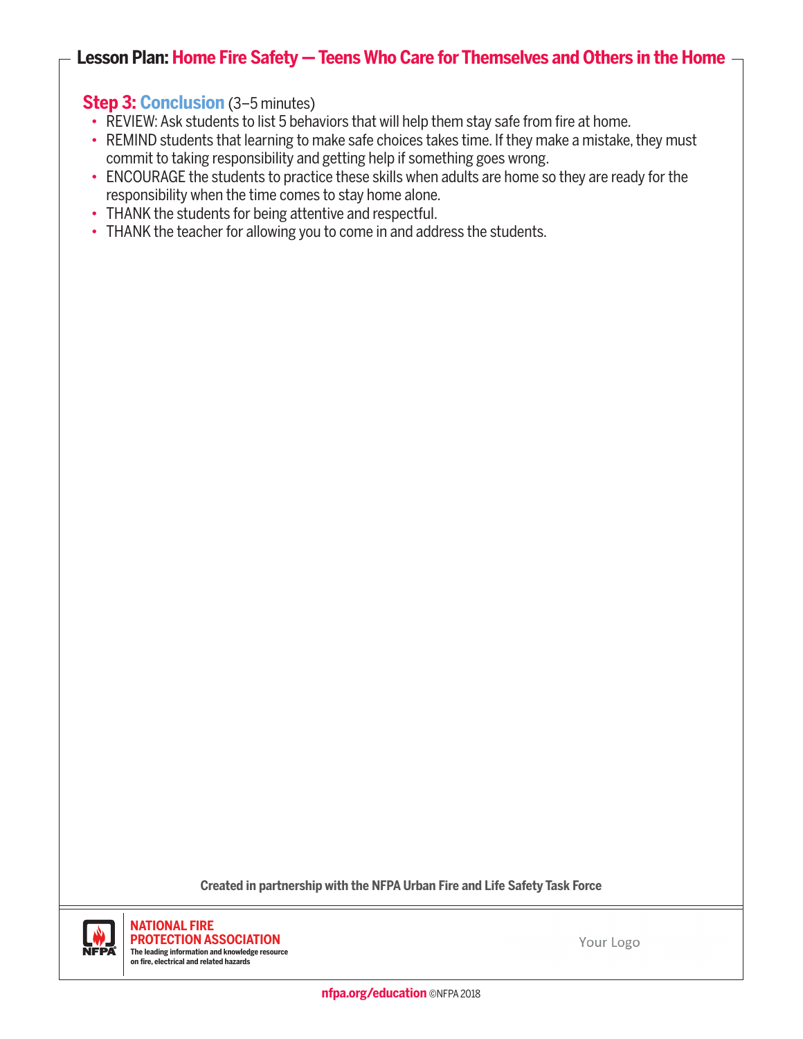## Lesson Plan: Home Fire Safety — Teens Who Care for Themselves and Others in the Home

### Step 3: Conclusion (3–5 minutes)

- REVIEW: Ask students to list 5 behaviors that will help them stay safe from fire at home.
- REMIND students that learning to make safe choices takes time. If they make a mistake, they must commit to taking responsibility and getting help if something goes wrong.
- ENCOURAGE the students to practice these skills when adults are home so they are ready for the responsibility when the time comes to stay home alone.
- THANK the students for being attentive and respectful.
- THANK the teacher for allowing you to come in and address the students.

**Created in partnership with the NFPA Urban Fire and Life Safety Task Force**

**NATIONAL FIRE PROTECTION ASSOCIATION**
The leading information and knowledge resource on fire, electrical and related hazards

Your Logo

**nfpa.org/education** ©NFPA 2018